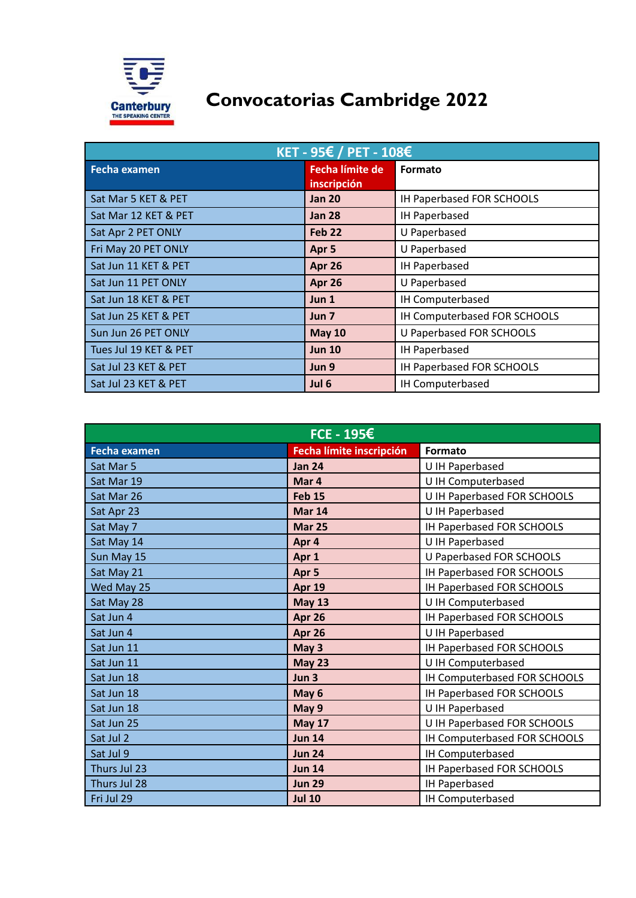Canterbury
THE SPEAKING CENTER

# Convocatorias Cambridge 2022

| KET - 95€ / PET - 108€ | | |
|---|---|---|
| **Fecha examen** | **Fecha límite de inscripción** | **Formato** |
| Sat Mar 5 KET & PET | **Jan 20** | IH Paperbased FOR SCHOOLS |
| Sat Mar 12 KET & PET | **Jan 28** | IH Paperbased |
| Sat Apr 2 PET ONLY | **Feb 22** | U Paperbased |
| Fri May 20 PET ONLY | **Apr 5** | U Paperbased |
| Sat Jun 11 KET & PET | **Apr 26** | IH Paperbased |
| Sat Jun 11 PET ONLY | **Apr 26** | U Paperbased |
| Sat Jun 18 KET & PET | **Jun 1** | IH Computerbased |
| Sat Jun 25 KET & PET | **Jun 7** | IH Computerbased FOR SCHOOLS |
| Sun Jun 26 PET ONLY | **May 10** | U Paperbased FOR SCHOOLS |
| Tues Jul 19 KET & PET | **Jun 10** | IH Paperbased |
| Sat Jul 23 KET & PET | **Jun 9** | IH Paperbased FOR SCHOOLS |
| Sat Jul 23 KET & PET | **Jul 6** | IH Computerbased |

| FCE - 195€ | | |
|---|---|---|
| **Fecha examen** | **Fecha límite inscripción** | **Formato** |
| Sat Mar 5 | **Jan 24** | U IH Paperbased |
| Sat Mar 19 | **Mar 4** | U IH Computerbased |
| Sat Mar 26 | **Feb 15** | U IH Paperbased FOR SCHOOLS |
| Sat Apr 23 | **Mar 14** | U IH Paperbased |
| Sat May 7 | **Mar 25** | IH Paperbased FOR SCHOOLS |
| Sat May 14 | **Apr 4** | U IH Paperbased |
| Sun May 15 | **Apr 1** | U Paperbased FOR SCHOOLS |
| Sat May 21 | **Apr 5** | IH Paperbased FOR SCHOOLS |
| Wed May 25 | **Apr 19** | IH Paperbased FOR SCHOOLS |
| Sat May 28 | **May 13** | U IH Computerbased |
| Sat Jun 4 | **Apr 26** | IH Paperbased FOR SCHOOLS |
| Sat Jun 4 | **Apr 26** | U IH Paperbased |
| Sat Jun 11 | **May 3** | IH Paperbased FOR SCHOOLS |
| Sat Jun 11 | **May 23** | U IH Computerbased |
| Sat Jun 18 | **Jun 3** | IH Computerbased FOR SCHOOLS |
| Sat Jun 18 | **May 6** | IH Paperbased FOR SCHOOLS |
| Sat Jun 18 | **May 9** | U IH Paperbased |
| Sat Jun 25 | **May 17** | U IH Paperbased FOR SCHOOLS |
| Sat Jul 2 | **Jun 14** | IH Computerbased FOR SCHOOLS |
| Sat Jul 9 | **Jun 24** | IH Computerbased |
| Thurs Jul 23 | **Jun 14** | IH Paperbased FOR SCHOOLS |
| Thurs Jul 28 | **Jun 29** | IH Paperbased |
| Fri Jul 29 | **Jul 10** | IH Computerbased |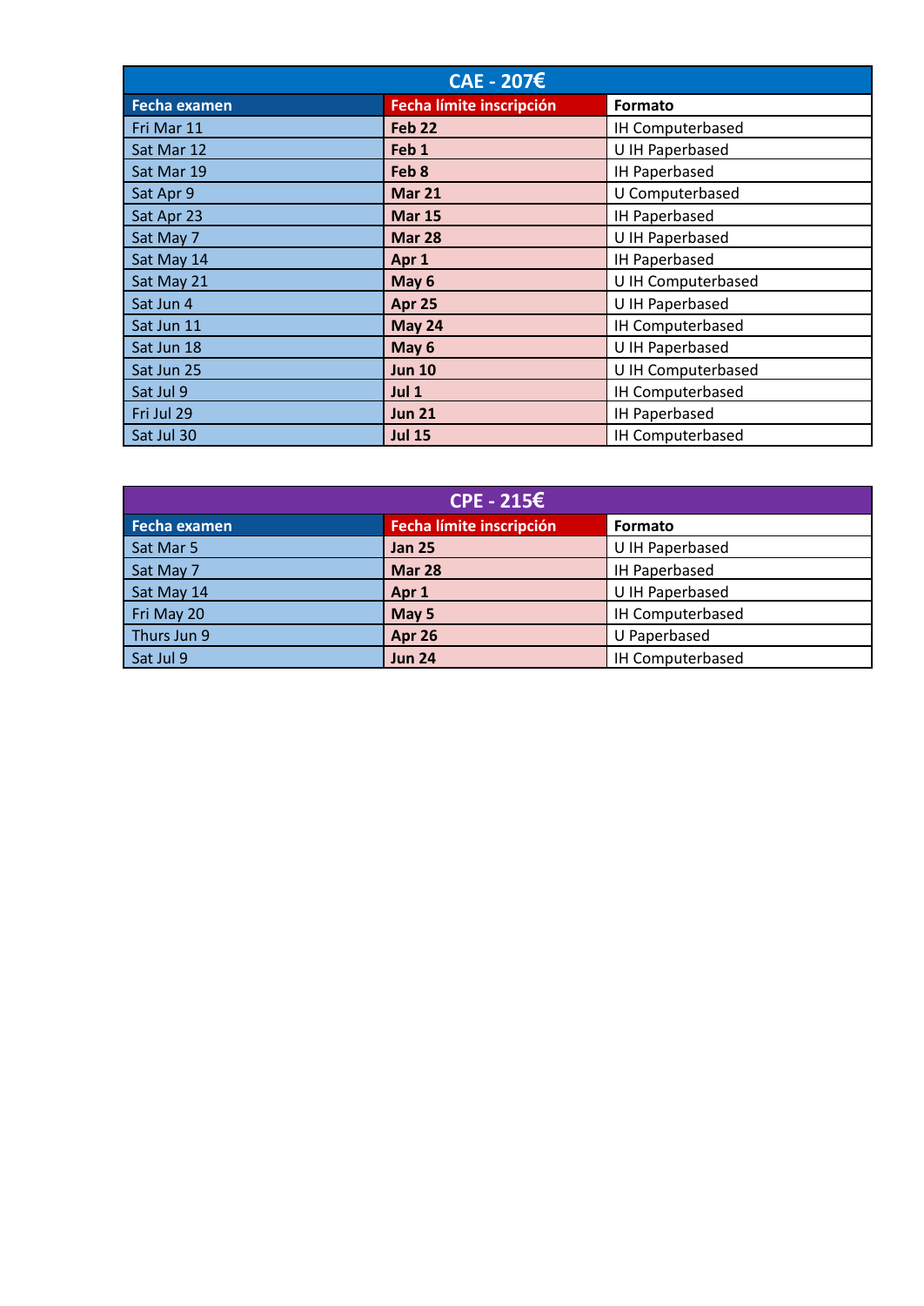| CAE - 207€ | | |
|---|---|---|
| **Fecha examen** | **Fecha límite inscripción** | **Formato** |
| Fri Mar 11 | **Feb 22** | IH Computerbased |
| Sat Mar 12 | **Feb 1** | U IH Paperbased |
| Sat Mar 19 | **Feb 8** | IH Paperbased |
| Sat Apr 9 | **Mar 21** | U Computerbased |
| Sat Apr 23 | **Mar 15** | IH Paperbased |
| Sat May 7 | **Mar 28** | U IH Paperbased |
| Sat May 14 | **Apr 1** | IH Paperbased |
| Sat May 21 | **May 6** | U IH Computerbased |
| Sat Jun 4 | **Apr 25** | U IH Paperbased |
| Sat Jun 11 | **May 24** | IH Computerbased |
| Sat Jun 18 | **May 6** | U IH Paperbased |
| Sat Jun 25 | **Jun 10** | U IH Computerbased |
| Sat Jul 9 | **Jul 1** | IH Computerbased |
| Fri Jul 29 | **Jun 21** | IH Paperbased |
| Sat Jul 30 | **Jul 15** | IH Computerbased |

| CPE - 215€ | | |
|---|---|---|
| **Fecha examen** | **Fecha límite inscripción** | **Formato** |
| Sat Mar 5 | **Jan 25** | U IH Paperbased |
| Sat May 7 | **Mar 28** | IH Paperbased |
| Sat May 14 | **Apr 1** | U IH Paperbased |
| Fri May 20 | **May 5** | IH Computerbased |
| Thurs Jun 9 | **Apr 26** | U Paperbased |
| Sat Jul 9 | **Jun 24** | IH Computerbased |